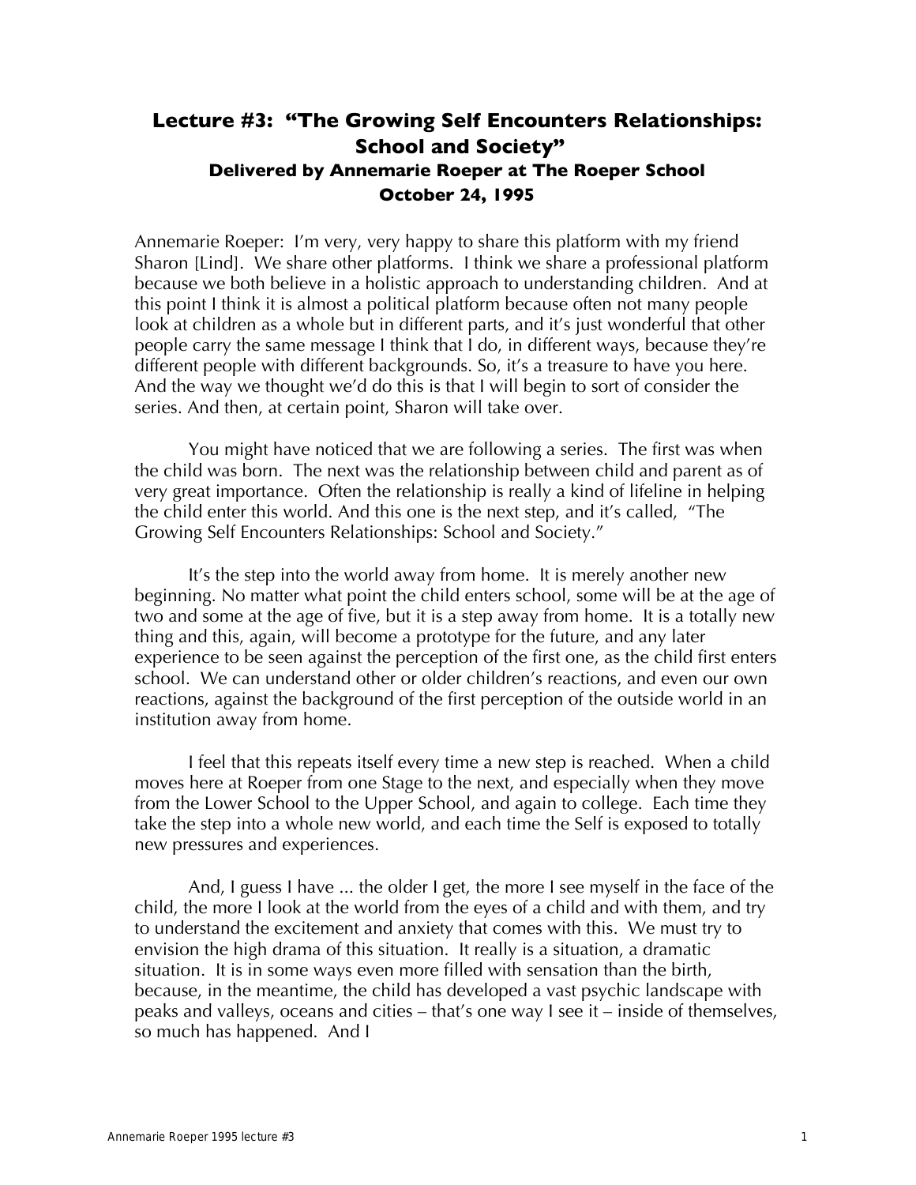# Lecture #3: "The Growing Self Encounters Relationships: School and Society"

## Delivered by Annemarie Roeper at The Roeper School

## October 24, 1995

Annemarie Roeper: I'm very, very happy to share this platform with my friend Sharon [Lind]. We share other platforms. I think we share a professional platform because we both believe in a holistic approach to understanding children. And at this point I think it is almost a political platform because often not many people look at children as a whole but in different parts, and it's just wonderful that other people carry the same message I think that I do, in different ways, because they're different people with different backgrounds. So, it's a treasure to have you here. And the way we thought we'd do this is that I will begin to sort of consider the series. And then, at certain point, Sharon will take over.

You might have noticed that we are following a series. The first was when the child was born. The next was the relationship between child and parent as of very great importance. Often the relationship is really a kind of lifeline in helping the child enter this world. And this one is the next step, and it's called, "The Growing Self Encounters Relationships: School and Society."

It's the step into the world away from home. It is merely another new beginning. No matter what point the child enters school, some will be at the age of two and some at the age of five, but it is a step away from home. It is a totally new thing and this, again, will become a prototype for the future, and any later experience to be seen against the perception of the first one, as the child first enters school. We can understand other or older children's reactions, and even our own reactions, against the background of the first perception of the outside world in an institution away from home.

I feel that this repeats itself every time a new step is reached. When a child moves here at Roeper from one Stage to the next, and especially when they move from the Lower School to the Upper School, and again to college. Each time they take the step into a whole new world, and each time the Self is exposed to totally new pressures and experiences.

And, I guess I have ... the older I get, the more I see myself in the face of the child, the more I look at the world from the eyes of a child and with them, and try to understand the excitement and anxiety that comes with this. We must try to envision the high drama of this situation. It really is a situation, a dramatic situation. It is in some ways even more filled with sensation than the birth, because, in the meantime, the child has developed a vast psychic landscape with peaks and valleys, oceans and cities – that's one way I see it – inside of themselves, so much has happened. And I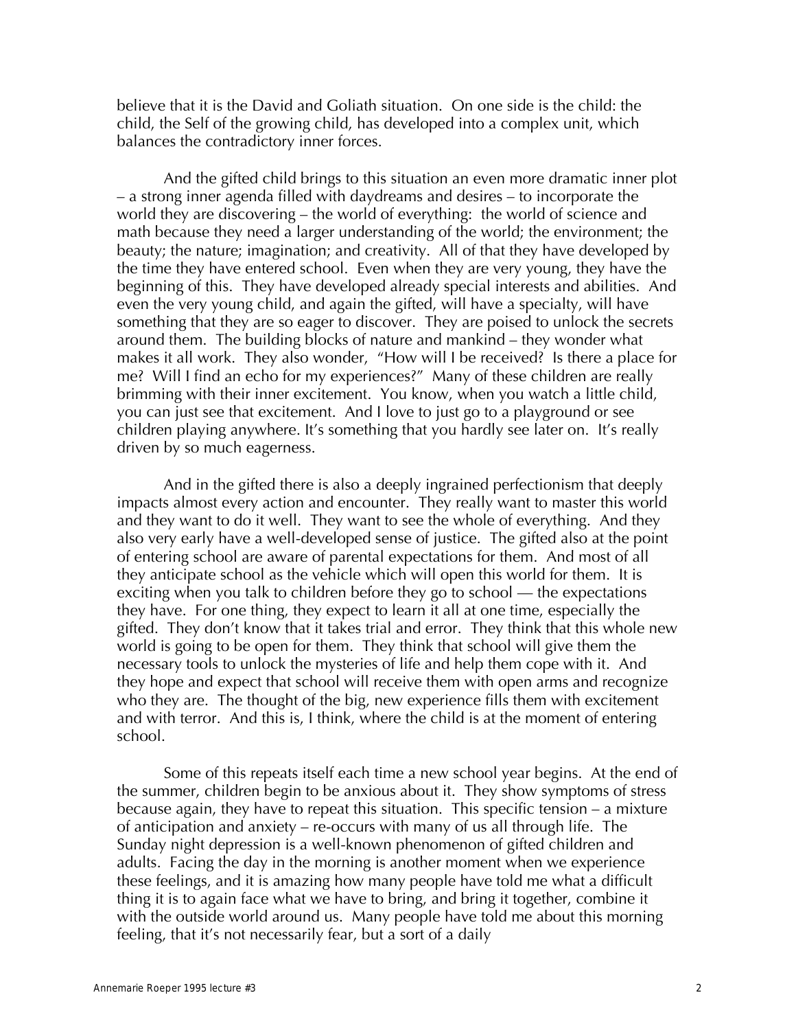believe that it is the David and Goliath situation. On one side is the child: the child, the Self of the growing child, has developed into a complex unit, which balances the contradictory inner forces.

And the gifted child brings to this situation an even more dramatic inner plot – a strong inner agenda filled with daydreams and desires – to incorporate the world they are discovering – the world of everything: the world of science and math because they need a larger understanding of the world; the environment; the beauty; the nature; imagination; and creativity. All of that they have developed by the time they have entered school. Even when they are very young, they have the beginning of this. They have developed already special interests and abilities. And even the very young child, and again the gifted, will have a specialty, will have something that they are so eager to discover. They are poised to unlock the secrets around them. The building blocks of nature and mankind – they wonder what makes it all work. They also wonder, "How will I be received? Is there a place for me? Will I find an echo for my experiences?" Many of these children are really brimming with their inner excitement. You know, when you watch a little child, you can just see that excitement. And I love to just go to a playground or see children playing anywhere. It's something that you hardly see later on. It's really driven by so much eagerness.

And in the gifted there is also a deeply ingrained perfectionism that deeply impacts almost every action and encounter. They really want to master this world and they want to do it well. They want to see the whole of everything. And they also very early have a well-developed sense of justice. The gifted also at the point of entering school are aware of parental expectations for them. And most of all they anticipate school as the vehicle which will open this world for them. It is exciting when you talk to children before they go to school — the expectations they have. For one thing, they expect to learn it all at one time, especially the gifted. They don't know that it takes trial and error. They think that this whole new world is going to be open for them. They think that school will give them the necessary tools to unlock the mysteries of life and help them cope with it. And they hope and expect that school will receive them with open arms and recognize who they are. The thought of the big, new experience fills them with excitement and with terror. And this is, I think, where the child is at the moment of entering school.

Some of this repeats itself each time a new school year begins. At the end of the summer, children begin to be anxious about it. They show symptoms of stress because again, they have to repeat this situation. This specific tension – a mixture of anticipation and anxiety – re-occurs with many of us all through life. The Sunday night depression is a well-known phenomenon of gifted children and adults. Facing the day in the morning is another moment when we experience these feelings, and it is amazing how many people have told me what a difficult thing it is to again face what we have to bring, and bring it together, combine it with the outside world around us. Many people have told me about this morning feeling, that it's not necessarily fear, but a sort of a daily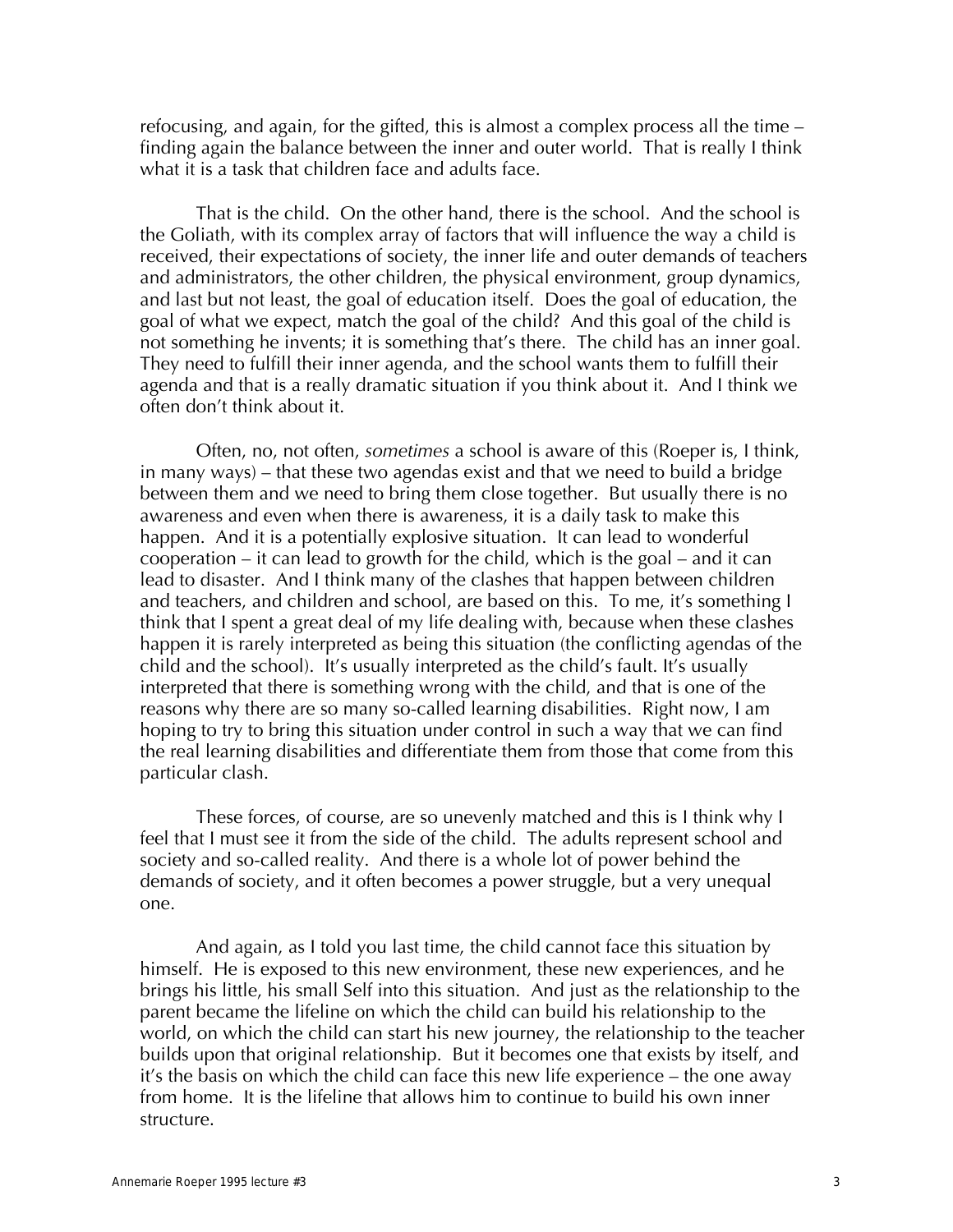refocusing, and again, for the gifted, this is almost a complex process all the time – finding again the balance between the inner and outer world. That is really I think what it is a task that children face and adults face.

That is the child. On the other hand, there is the school. And the school is the Goliath, with its complex array of factors that will influence the way a child is received, their expectations of society, the inner life and outer demands of teachers and administrators, the other children, the physical environment, group dynamics, and last but not least, the goal of education itself. Does the goal of education, the goal of what we expect, match the goal of the child? And this goal of the child is not something he invents; it is something that's there. The child has an inner goal. They need to fulfill their inner agenda, and the school wants them to fulfill their agenda and that is a really dramatic situation if you think about it. And I think we often don't think about it.

Often, no, not often, *sometimes* a school is aware of this (Roeper is, I think, in many ways) – that these two agendas exist and that we need to build a bridge between them and we need to bring them close together. But usually there is no awareness and even when there is awareness, it is a daily task to make this happen. And it is a potentially explosive situation. It can lead to wonderful cooperation – it can lead to growth for the child, which is the goal – and it can lead to disaster. And I think many of the clashes that happen between children and teachers, and children and school, are based on this. To me, it's something I think that I spent a great deal of my life dealing with, because when these clashes happen it is rarely interpreted as being this situation (the conflicting agendas of the child and the school). It's usually interpreted as the child's fault. It's usually interpreted that there is something wrong with the child, and that is one of the reasons why there are so many so-called learning disabilities. Right now, I am hoping to try to bring this situation under control in such a way that we can find the real learning disabilities and differentiate them from those that come from this particular clash.

These forces, of course, are so unevenly matched and this is I think why I feel that I must see it from the side of the child. The adults represent school and society and so-called reality. And there is a whole lot of power behind the demands of society, and it often becomes a power struggle, but a very unequal one.

And again, as I told you last time, the child cannot face this situation by himself. He is exposed to this new environment, these new experiences, and he brings his little, his small Self into this situation. And just as the relationship to the parent became the lifeline on which the child can build his relationship to the world, on which the child can start his new journey, the relationship to the teacher builds upon that original relationship. But it becomes one that exists by itself, and it's the basis on which the child can face this new life experience – the one away from home. It is the lifeline that allows him to continue to build his own inner structure.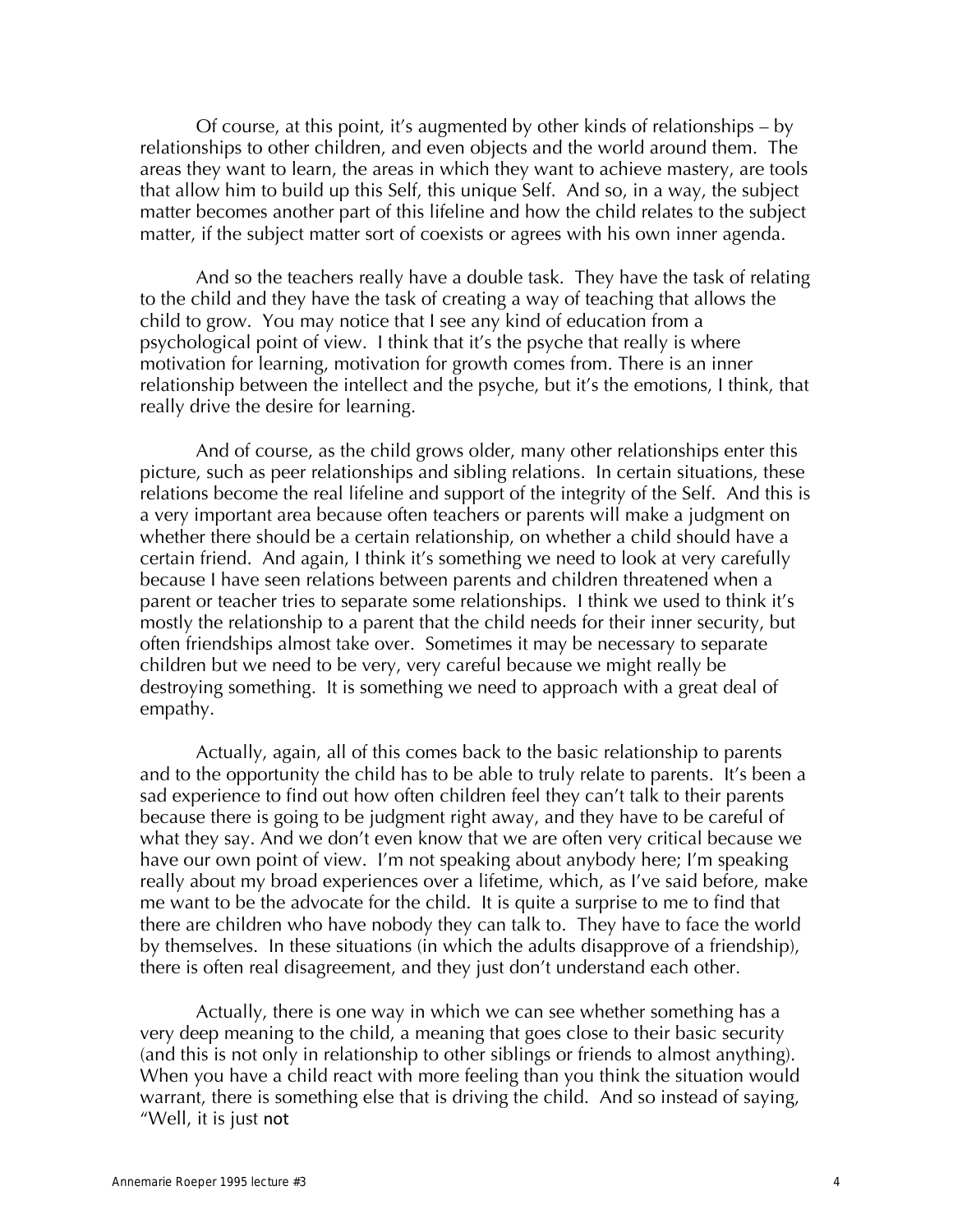Of course, at this point, it's augmented by other kinds of relationships – by relationships to other children, and even objects and the world around them. The areas they want to learn, the areas in which they want to achieve mastery, are tools that allow him to build up this Self, this unique Self. And so, in a way, the subject matter becomes another part of this lifeline and how the child relates to the subject matter, if the subject matter sort of coexists or agrees with his own inner agenda.

And so the teachers really have a double task. They have the task of relating to the child and they have the task of creating a way of teaching that allows the child to grow. You may notice that I see any kind of education from a psychological point of view. I think that it's the psyche that really is where motivation for learning, motivation for growth comes from. There is an inner relationship between the intellect and the psyche, but it's the emotions, I think, that really drive the desire for learning.

And of course, as the child grows older, many other relationships enter this picture, such as peer relationships and sibling relations. In certain situations, these relations become the real lifeline and support of the integrity of the Self. And this is a very important area because often teachers or parents will make a judgment on whether there should be a certain relationship, on whether a child should have a certain friend. And again, I think it's something we need to look at very carefully because I have seen relations between parents and children threatened when a parent or teacher tries to separate some relationships. I think we used to think it's mostly the relationship to a parent that the child needs for their inner security, but often friendships almost take over. Sometimes it may be necessary to separate children but we need to be very, very careful because we might really be destroying something. It is something we need to approach with a great deal of empathy.

Actually, again, all of this comes back to the basic relationship to parents and to the opportunity the child has to be able to truly relate to parents. It's been a sad experience to find out how often children feel they can't talk to their parents because there is going to be judgment right away, and they have to be careful of what they say. And we don't even know that we are often very critical because we have our own point of view. I'm not speaking about anybody here; I'm speaking really about my broad experiences over a lifetime, which, as I've said before, make me want to be the advocate for the child. It is quite a surprise to me to find that there are children who have nobody they can talk to. They have to face the world by themselves. In these situations (in which the adults disapprove of a friendship), there is often real disagreement, and they just don't understand each other.

Actually, there is one way in which we can see whether something has a very deep meaning to the child, a meaning that goes close to their basic security (and this is not only in relationship to other siblings or friends to almost anything). When you have a child react with more feeling than you think the situation would warrant, there is something else that is driving the child. And so instead of saying, "Well, it is just not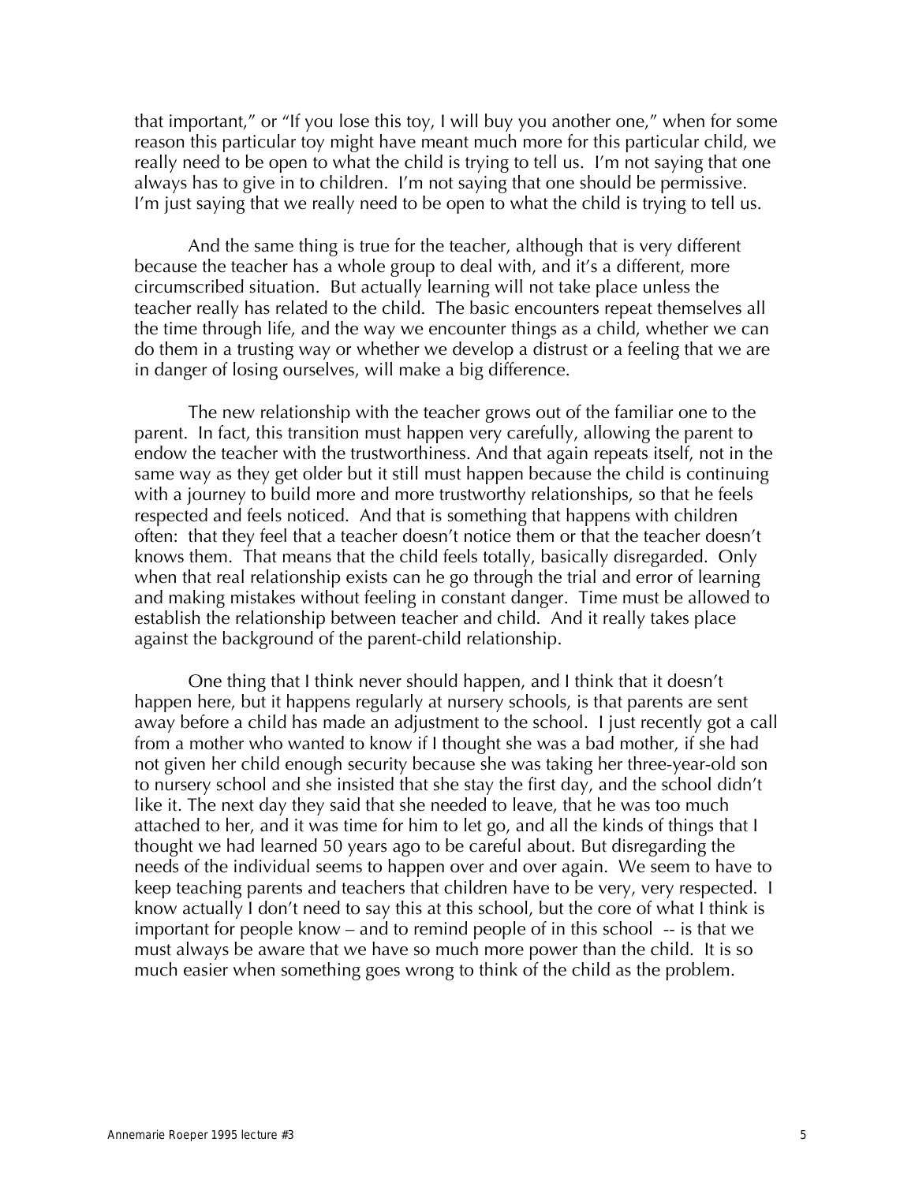that important," or "If you lose this toy, I will buy you another one," when for some reason this particular toy might have meant much more for this particular child, we really need to be open to what the child is trying to tell us. I'm not saying that one always has to give in to children. I'm not saying that one should be permissive. I'm just saying that we really need to be open to what the child is trying to tell us.

And the same thing is true for the teacher, although that is very different because the teacher has a whole group to deal with, and it's a different, more circumscribed situation. But actually learning will not take place unless the teacher really has related to the child. The basic encounters repeat themselves all the time through life, and the way we encounter things as a child, whether we can do them in a trusting way or whether we develop a distrust or a feeling that we are in danger of losing ourselves, will make a big difference.

The new relationship with the teacher grows out of the familiar one to the parent. In fact, this transition must happen very carefully, allowing the parent to endow the teacher with the trustworthiness. And that again repeats itself, not in the same way as they get older but it still must happen because the child is continuing with a journey to build more and more trustworthy relationships, so that he feels respected and feels noticed. And that is something that happens with children often: that they feel that a teacher doesn't notice them or that the teacher doesn't knows them. That means that the child feels totally, basically disregarded. Only when that real relationship exists can he go through the trial and error of learning and making mistakes without feeling in constant danger. Time must be allowed to establish the relationship between teacher and child. And it really takes place against the background of the parent-child relationship.

One thing that I think never should happen, and I think that it doesn't happen here, but it happens regularly at nursery schools, is that parents are sent away before a child has made an adjustment to the school. I just recently got a call from a mother who wanted to know if I thought she was a bad mother, if she had not given her child enough security because she was taking her three-year-old son to nursery school and she insisted that she stay the first day, and the school didn't like it. The next day they said that she needed to leave, that he was too much attached to her, and it was time for him to let go, and all the kinds of things that I thought we had learned 50 years ago to be careful about. But disregarding the needs of the individual seems to happen over and over again. We seem to have to keep teaching parents and teachers that children have to be very, very respected. I know actually I don't need to say this at this school, but the core of what I think is important for people know – and to remind people of in this school -- is that we must always be aware that we have so much more power than the child. It is so much easier when something goes wrong to think of the child as the problem.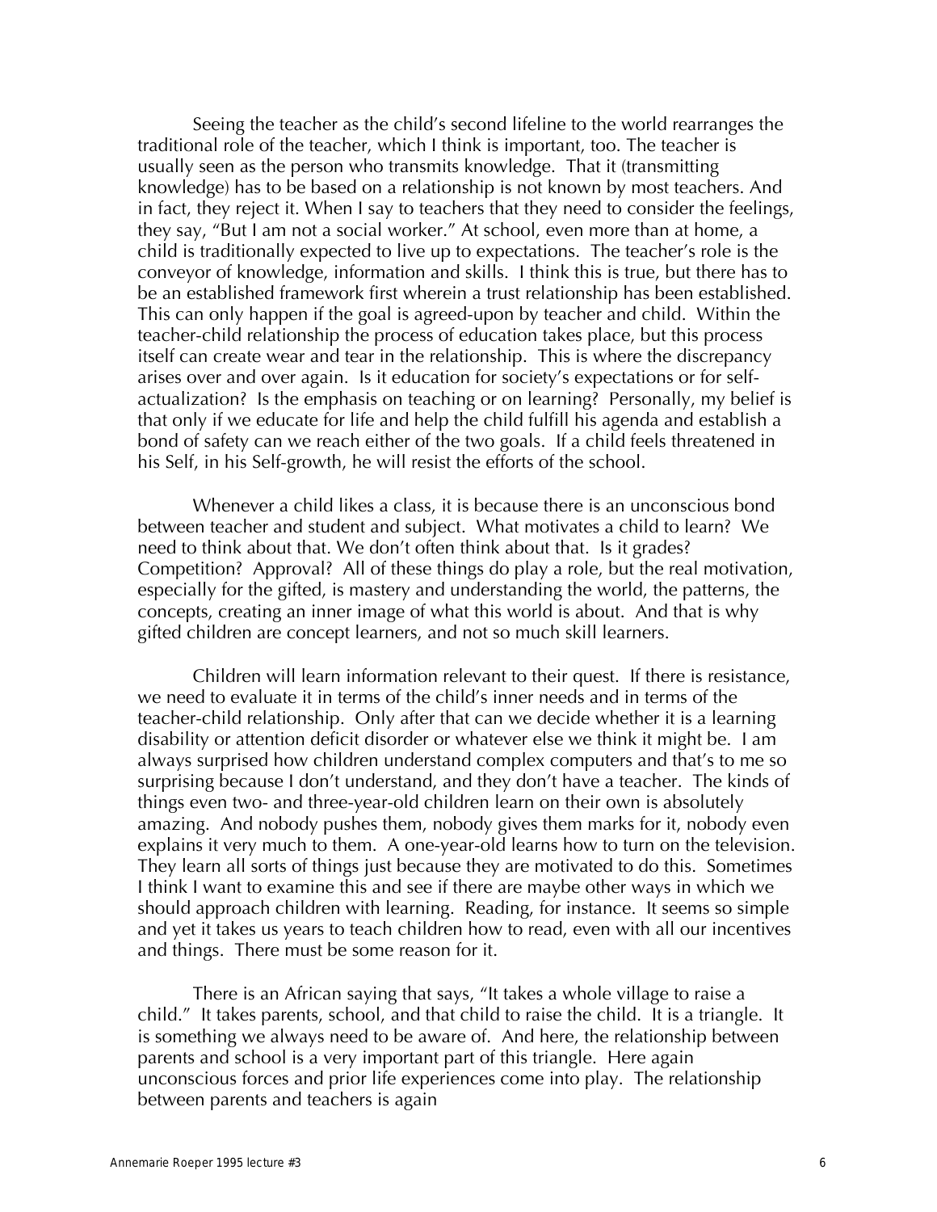Seeing the teacher as the child's second lifeline to the world rearranges the traditional role of the teacher, which I think is important, too. The teacher is usually seen as the person who transmits knowledge. That it (transmitting knowledge) has to be based on a relationship is not known by most teachers. And in fact, they reject it. When I say to teachers that they need to consider the feelings, they say, "But I am not a social worker." At school, even more than at home, a child is traditionally expected to live up to expectations. The teacher's role is the conveyor of knowledge, information and skills. I think this is true, but there has to be an established framework first wherein a trust relationship has been established. This can only happen if the goal is agreed-upon by teacher and child. Within the teacher-child relationship the process of education takes place, but this process itself can create wear and tear in the relationship. This is where the discrepancy arises over and over again. Is it education for society's expectations or for self-actualization? Is the emphasis on teaching or on learning? Personally, my belief is that only if we educate for life and help the child fulfill his agenda and establish a bond of safety can we reach either of the two goals. If a child feels threatened in his Self, in his Self-growth, he will resist the efforts of the school.

Whenever a child likes a class, it is because there is an unconscious bond between teacher and student and subject. What motivates a child to learn? We need to think about that. We don't often think about that. Is it grades? Competition? Approval? All of these things do play a role, but the real motivation, especially for the gifted, is mastery and understanding the world, the patterns, the concepts, creating an inner image of what this world is about. And that is why gifted children are concept learners, and not so much skill learners.

Children will learn information relevant to their quest. If there is resistance, we need to evaluate it in terms of the child's inner needs and in terms of the teacher-child relationship. Only after that can we decide whether it is a learning disability or attention deficit disorder or whatever else we think it might be. I am always surprised how children understand complex computers and that's to me so surprising because I don't understand, and they don't have a teacher. The kinds of things even two- and three-year-old children learn on their own is absolutely amazing. And nobody pushes them, nobody gives them marks for it, nobody even explains it very much to them. A one-year-old learns how to turn on the television. They learn all sorts of things just because they are motivated to do this. Sometimes I think I want to examine this and see if there are maybe other ways in which we should approach children with learning. Reading, for instance. It seems so simple and yet it takes us years to teach children how to read, even with all our incentives and things. There must be some reason for it.

There is an African saying that says, "It takes a whole village to raise a child." It takes parents, school, and that child to raise the child. It is a triangle. It is something we always need to be aware of. And here, the relationship between parents and school is a very important part of this triangle. Here again unconscious forces and prior life experiences come into play. The relationship between parents and teachers is again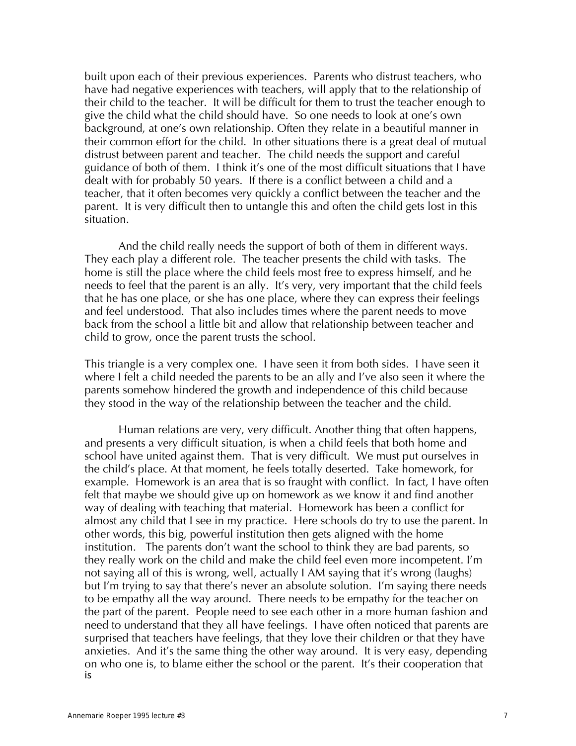built upon each of their previous experiences. Parents who distrust teachers, who have had negative experiences with teachers, will apply that to the relationship of their child to the teacher. It will be difficult for them to trust the teacher enough to give the child what the child should have. So one needs to look at one's own background, at one's own relationship. Often they relate in a beautiful manner in their common effort for the child. In other situations there is a great deal of mutual distrust between parent and teacher. The child needs the support and careful guidance of both of them. I think it's one of the most difficult situations that I have dealt with for probably 50 years. If there is a conflict between a child and a teacher, that it often becomes very quickly a conflict between the teacher and the parent. It is very difficult then to untangle this and often the child gets lost in this situation.

And the child really needs the support of both of them in different ways. They each play a different role. The teacher presents the child with tasks. The home is still the place where the child feels most free to express himself, and he needs to feel that the parent is an ally. It's very, very important that the child feels that he has one place, or she has one place, where they can express their feelings and feel understood. That also includes times where the parent needs to move back from the school a little bit and allow that relationship between teacher and child to grow, once the parent trusts the school.

This triangle is a very complex one. I have seen it from both sides. I have seen it where I felt a child needed the parents to be an ally and I've also seen it where the parents somehow hindered the growth and independence of this child because they stood in the way of the relationship between the teacher and the child.

Human relations are very, very difficult. Another thing that often happens, and presents a very difficult situation, is when a child feels that both home and school have united against them. That is very difficult. We must put ourselves in the child's place. At that moment, he feels totally deserted. Take homework, for example. Homework is an area that is so fraught with conflict. In fact, I have often felt that maybe we should give up on homework as we know it and find another way of dealing with teaching that material. Homework has been a conflict for almost any child that I see in my practice. Here schools do try to use the parent. In other words, this big, powerful institution then gets aligned with the home institution. The parents don't want the school to think they are bad parents, so they really work on the child and make the child feel even more incompetent. I'm not saying all of this is wrong, well, actually I AM saying that it's wrong (laughs) but I'm trying to say that there's never an absolute solution. I'm saying there needs to be empathy all the way around. There needs to be empathy for the teacher on the part of the parent. People need to see each other in a more human fashion and need to understand that they all have feelings. I have often noticed that parents are surprised that teachers have feelings, that they love their children or that they have anxieties. And it's the same thing the other way around. It is very easy, depending on who one is, to blame either the school or the parent. It's their cooperation that is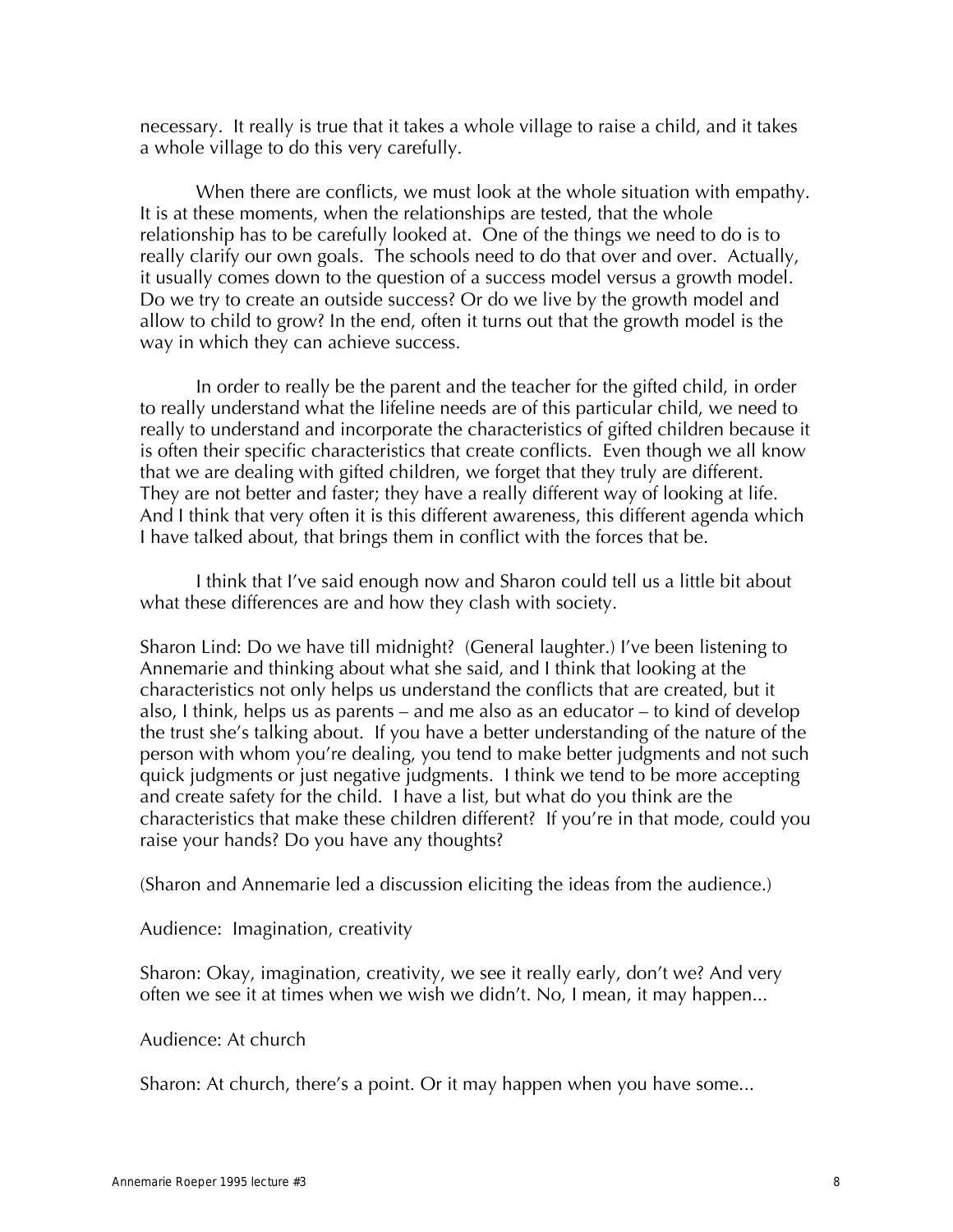necessary. It really is true that it takes a whole village to raise a child, and it takes a whole village to do this very carefully.

When there are conflicts, we must look at the whole situation with empathy. It is at these moments, when the relationships are tested, that the whole relationship has to be carefully looked at. One of the things we need to do is to really clarify our own goals. The schools need to do that over and over. Actually, it usually comes down to the question of a success model versus a growth model. Do we try to create an outside success? Or do we live by the growth model and allow to child to grow? In the end, often it turns out that the growth model is the way in which they can achieve success.

In order to really be the parent and the teacher for the gifted child, in order to really understand what the lifeline needs are of this particular child, we need to really to understand and incorporate the characteristics of gifted children because it is often their specific characteristics that create conflicts. Even though we all know that we are dealing with gifted children, we forget that they truly are different. They are not better and faster; they have a really different way of looking at life. And I think that very often it is this different awareness, this different agenda which I have talked about, that brings them in conflict with the forces that be.

I think that I've said enough now and Sharon could tell us a little bit about what these differences are and how they clash with society.

Sharon Lind: Do we have till midnight? (General laughter.) I've been listening to Annemarie and thinking about what she said, and I think that looking at the characteristics not only helps us understand the conflicts that are created, but it also, I think, helps us as parents – and me also as an educator – to kind of develop the trust she's talking about. If you have a better understanding of the nature of the person with whom you're dealing, you tend to make better judgments and not such quick judgments or just negative judgments. I think we tend to be more accepting and create safety for the child. I have a list, but what do you think are the characteristics that make these children different? If you're in that mode, could you raise your hands? Do you have any thoughts?

(Sharon and Annemarie led a discussion eliciting the ideas from the audience.)

Audience: Imagination, creativity

Sharon: Okay, imagination, creativity, we see it really early, don't we? And very often we see it at times when we wish we didn't. No, I mean, it may happen...

Audience: At church

Sharon: At church, there's a point. Or it may happen when you have some...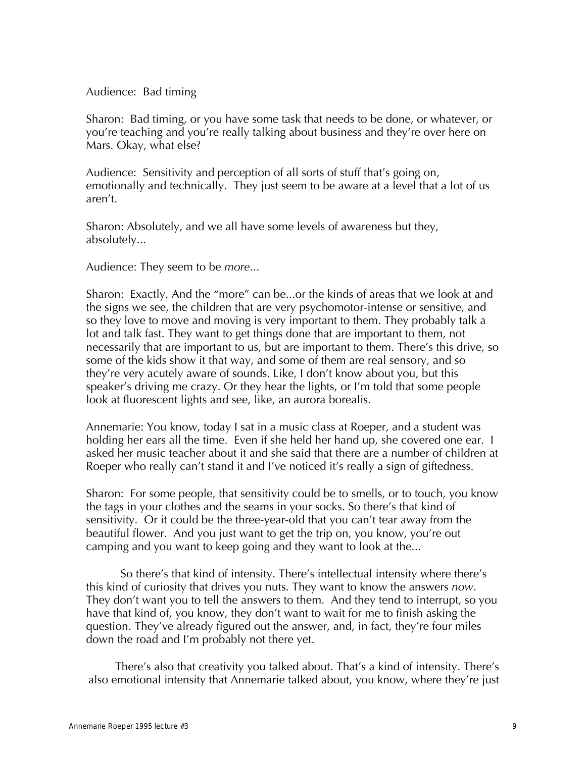Audience: Bad timing

Sharon: Bad timing, or you have some task that needs to be done, or whatever, or you're teaching and you're really talking about business and they're over here on Mars. Okay, what else?

Audience: Sensitivity and perception of all sorts of stuff that's going on, emotionally and technically. They just seem to be aware at a level that a lot of us aren't.

Sharon: Absolutely, and we all have some levels of awareness but they, absolutely...

Audience: They seem to be *more*...

Sharon: Exactly. And the "more" can be...or the kinds of areas that we look at and the signs we see, the children that are very psychomotor-intense or sensitive, and so they love to move and moving is very important to them. They probably talk a lot and talk fast. They want to get things done that are important to them, not necessarily that are important to us, but are important to them. There's this drive, so some of the kids show it that way, and some of them are real sensory, and so they're very acutely aware of sounds. Like, I don't know about you, but this speaker's driving me crazy. Or they hear the lights, or I'm told that some people look at fluorescent lights and see, like, an aurora borealis.

Annemarie: You know, today I sat in a music class at Roeper, and a student was holding her ears all the time. Even if she held her hand up, she covered one ear. I asked her music teacher about it and she said that there are a number of children at Roeper who really can't stand it and I've noticed it's really a sign of giftedness.

Sharon: For some people, that sensitivity could be to smells, or to touch, you know the tags in your clothes and the seams in your socks. So there's that kind of sensitivity. Or it could be the three-year-old that you can't tear away from the beautiful flower. And you just want to get the trip on, you know, you're out camping and you want to keep going and they want to look at the...

So there's that kind of intensity. There's intellectual intensity where there's this kind of curiosity that drives you nuts. They want to know the answers *now*. They don't want you to tell the answers to them. And they tend to interrupt, so you have that kind of, you know, they don't want to wait for me to finish asking the question. They've already figured out the answer, and, in fact, they're four miles down the road and I'm probably not there yet.

There's also that creativity you talked about. That's a kind of intensity. There's also emotional intensity that Annemarie talked about, you know, where they're just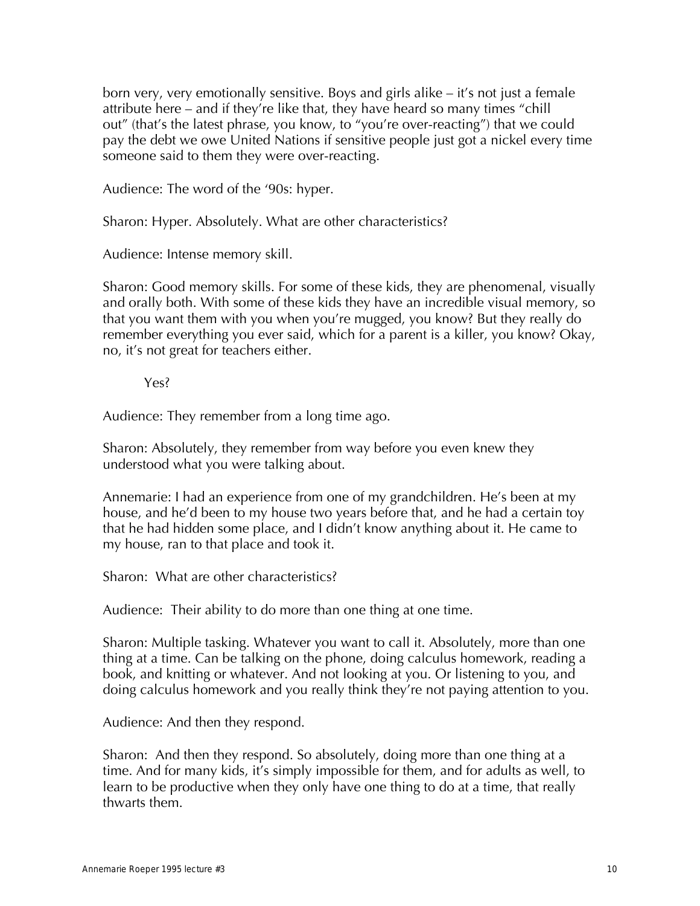born very, very emotionally sensitive. Boys and girls alike – it's not just a female attribute here – and if they're like that, they have heard so many times "chill out" (that's the latest phrase, you know, to "you're over-reacting") that we could pay the debt we owe United Nations if sensitive people just got a nickel every time someone said to them they were over-reacting.

Audience: The word of the '90s: hyper.

Sharon: Hyper. Absolutely. What are other characteristics?

Audience: Intense memory skill.

Sharon: Good memory skills. For some of these kids, they are phenomenal, visually and orally both. With some of these kids they have an incredible visual memory, so that you want them with you when you're mugged, you know? But they really do remember everything you ever said, which for a parent is a killer, you know? Okay, no, it's not great for teachers either.

Yes?

Audience: They remember from a long time ago.

Sharon: Absolutely, they remember from way before you even knew they understood what you were talking about.

Annemarie: I had an experience from one of my grandchildren. He's been at my house, and he'd been to my house two years before that, and he had a certain toy that he had hidden some place, and I didn't know anything about it. He came to my house, ran to that place and took it.

Sharon: What are other characteristics?

Audience: Their ability to do more than one thing at one time.

Sharon: Multiple tasking. Whatever you want to call it. Absolutely, more than one thing at a time. Can be talking on the phone, doing calculus homework, reading a book, and knitting or whatever. And not looking at you. Or listening to you, and doing calculus homework and you really think they're not paying attention to you.

Audience: And then they respond.

Sharon: And then they respond. So absolutely, doing more than one thing at a time. And for many kids, it's simply impossible for them, and for adults as well, to learn to be productive when they only have one thing to do at a time, that really thwarts them.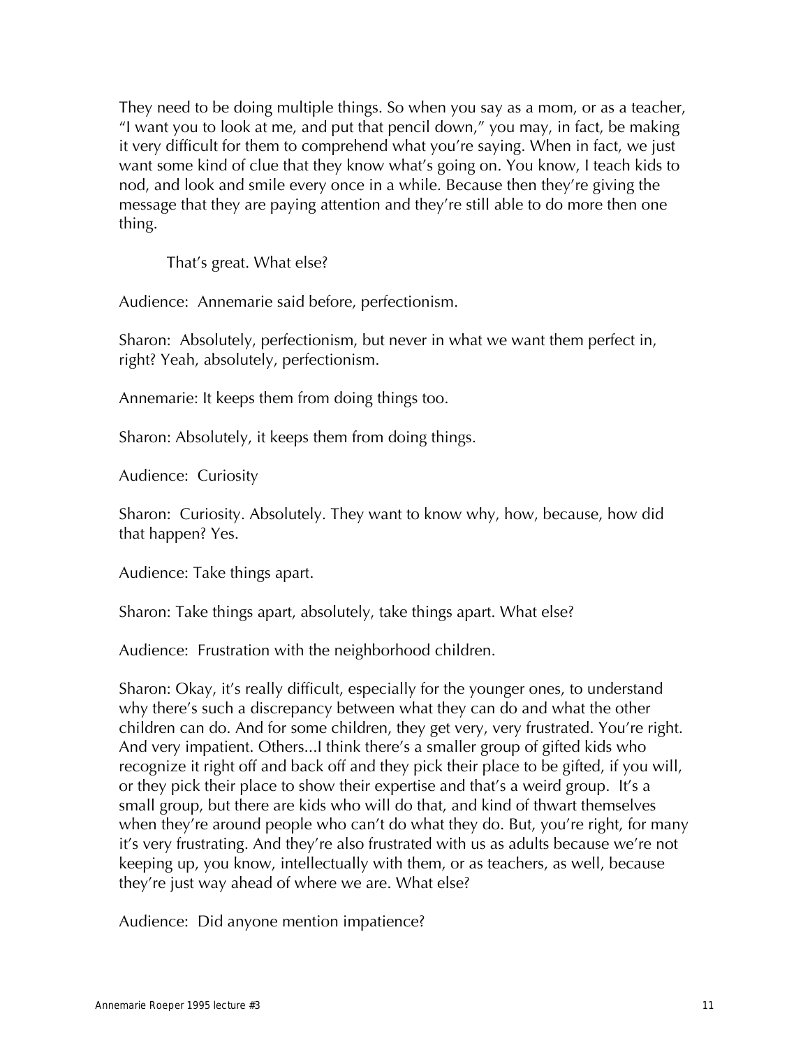They need to be doing multiple things. So when you say as a mom, or as a teacher, "I want you to look at me, and put that pencil down," you may, in fact, be making it very difficult for them to comprehend what you're saying. When in fact, we just want some kind of clue that they know what's going on. You know, I teach kids to nod, and look and smile every once in a while. Because then they're giving the message that they are paying attention and they're still able to do more then one thing.

That's great. What else?

Audience: Annemarie said before, perfectionism.

Sharon: Absolutely, perfectionism, but never in what we want them perfect in, right? Yeah, absolutely, perfectionism.

Annemarie: It keeps them from doing things too.

Sharon: Absolutely, it keeps them from doing things.

Audience: Curiosity

Sharon: Curiosity. Absolutely. They want to know why, how, because, how did that happen? Yes.

Audience: Take things apart.

Sharon: Take things apart, absolutely, take things apart. What else?

Audience: Frustration with the neighborhood children.

Sharon: Okay, it's really difficult, especially for the younger ones, to understand why there's such a discrepancy between what they can do and what the other children can do. And for some children, they get very, very frustrated. You're right. And very impatient. Others...I think there's a smaller group of gifted kids who recognize it right off and back off and they pick their place to be gifted, if you will, or they pick their place to show their expertise and that's a weird group. It's a small group, but there are kids who will do that, and kind of thwart themselves when they're around people who can't do what they do. But, you're right, for many it's very frustrating. And they're also frustrated with us as adults because we're not keeping up, you know, intellectually with them, or as teachers, as well, because they're just way ahead of where we are. What else?

Audience: Did anyone mention impatience?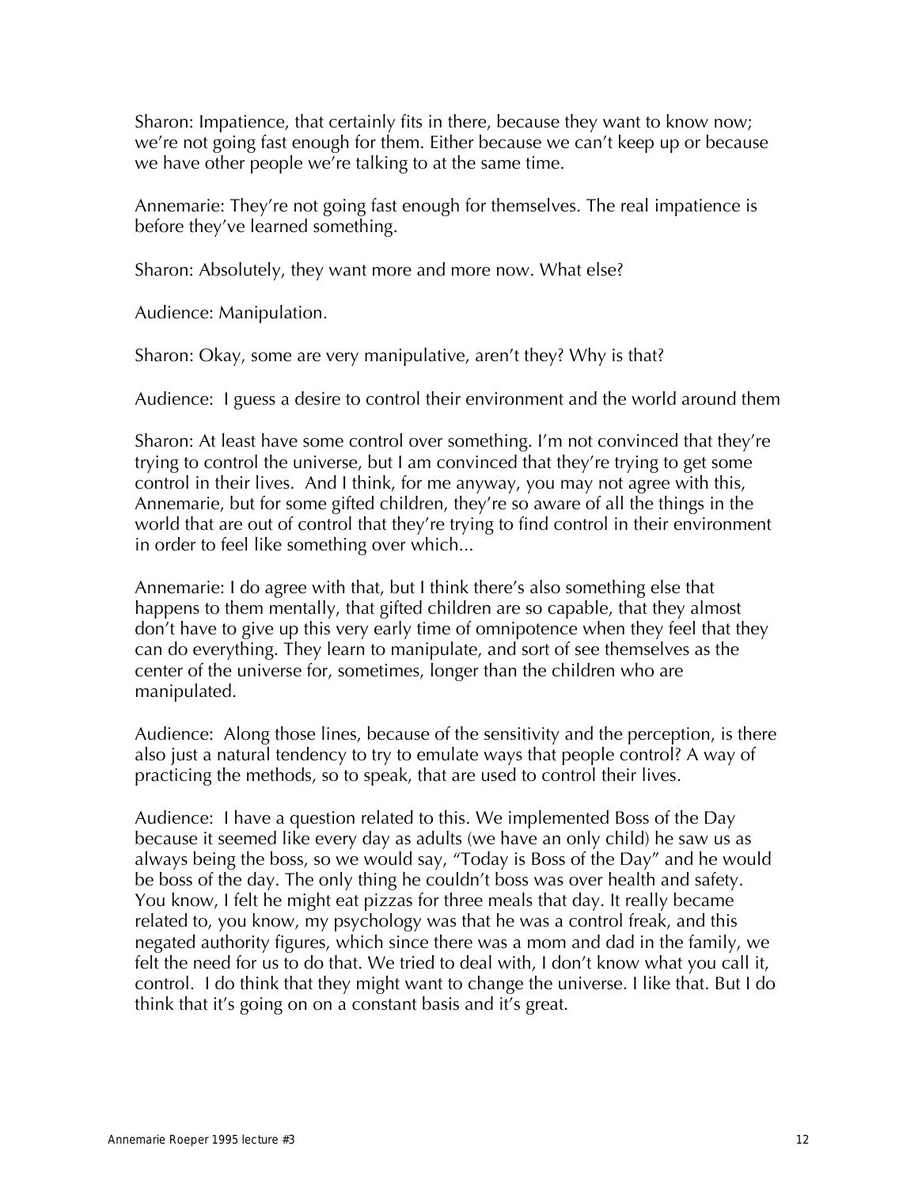Sharon: Impatience, that certainly fits in there, because they want to know now; we're not going fast enough for them. Either because we can't keep up or because we have other people we're talking to at the same time.

Annemarie: They're not going fast enough for themselves. The real impatience is before they've learned something.

Sharon: Absolutely, they want more and more now. What else?

Audience: Manipulation.

Sharon: Okay, some are very manipulative, aren't they? Why is that?

Audience: I guess a desire to control their environment and the world around them

Sharon: At least have some control over something. I'm not convinced that they're trying to control the universe, but I am convinced that they're trying to get some control in their lives. And I think, for me anyway, you may not agree with this, Annemarie, but for some gifted children, they're so aware of all the things in the world that are out of control that they're trying to find control in their environment in order to feel like something over which...

Annemarie: I do agree with that, but I think there's also something else that happens to them mentally, that gifted children are so capable, that they almost don't have to give up this very early time of omnipotence when they feel that they can do everything. They learn to manipulate, and sort of see themselves as the center of the universe for, sometimes, longer than the children who are manipulated.

Audience: Along those lines, because of the sensitivity and the perception, is there also just a natural tendency to try to emulate ways that people control? A way of practicing the methods, so to speak, that are used to control their lives.

Audience: I have a question related to this. We implemented Boss of the Day because it seemed like every day as adults (we have an only child) he saw us as always being the boss, so we would say, "Today is Boss of the Day" and he would be boss of the day. The only thing he couldn't boss was over health and safety. You know, I felt he might eat pizzas for three meals that day. It really became related to, you know, my psychology was that he was a control freak, and this negated authority figures, which since there was a mom and dad in the family, we felt the need for us to do that. We tried to deal with, I don't know what you call it, control. I do think that they might want to change the universe. I like that. But I do think that it's going on on a constant basis and it's great.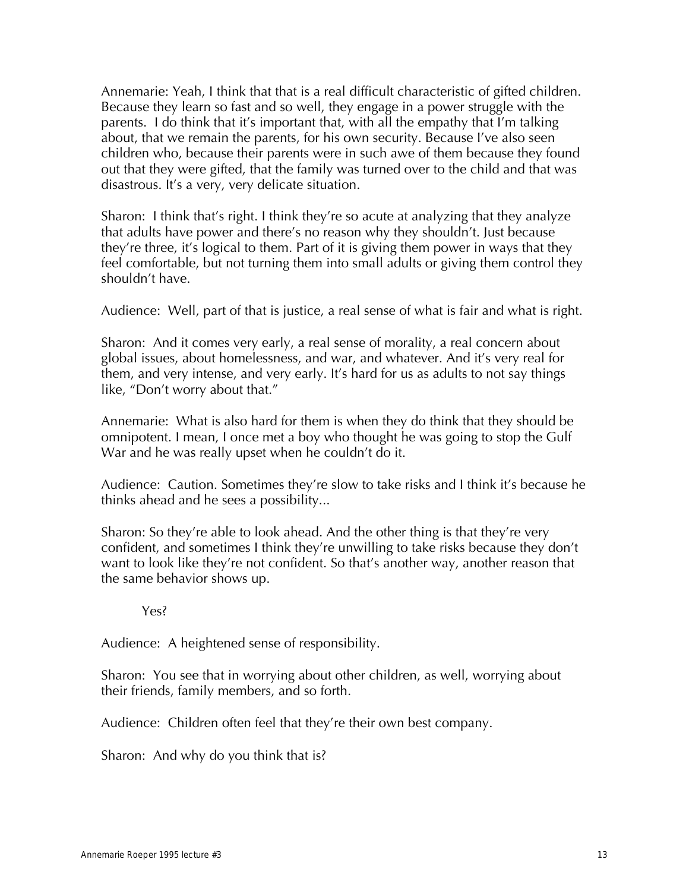Annemarie: Yeah, I think that that is a real difficult characteristic of gifted children. Because they learn so fast and so well, they engage in a power struggle with the parents. I do think that it's important that, with all the empathy that I'm talking about, that we remain the parents, for his own security. Because I've also seen children who, because their parents were in such awe of them because they found out that they were gifted, that the family was turned over to the child and that was disastrous. It's a very, very delicate situation.

Sharon: I think that's right. I think they're so acute at analyzing that they analyze that adults have power and there's no reason why they shouldn't. Just because they're three, it's logical to them. Part of it is giving them power in ways that they feel comfortable, but not turning them into small adults or giving them control they shouldn't have.

Audience: Well, part of that is justice, a real sense of what is fair and what is right.

Sharon: And it comes very early, a real sense of morality, a real concern about global issues, about homelessness, and war, and whatever. And it's very real for them, and very intense, and very early. It's hard for us as adults to not say things like, "Don't worry about that."

Annemarie: What is also hard for them is when they do think that they should be omnipotent. I mean, I once met a boy who thought he was going to stop the Gulf War and he was really upset when he couldn't do it.

Audience: Caution. Sometimes they're slow to take risks and I think it's because he thinks ahead and he sees a possibility...

Sharon: So they're able to look ahead. And the other thing is that they're very confident, and sometimes I think they're unwilling to take risks because they don't want to look like they're not confident. So that's another way, another reason that the same behavior shows up.

Yes?

Audience: A heightened sense of responsibility.

Sharon: You see that in worrying about other children, as well, worrying about their friends, family members, and so forth.

Audience: Children often feel that they're their own best company.

Sharon: And why do you think that is?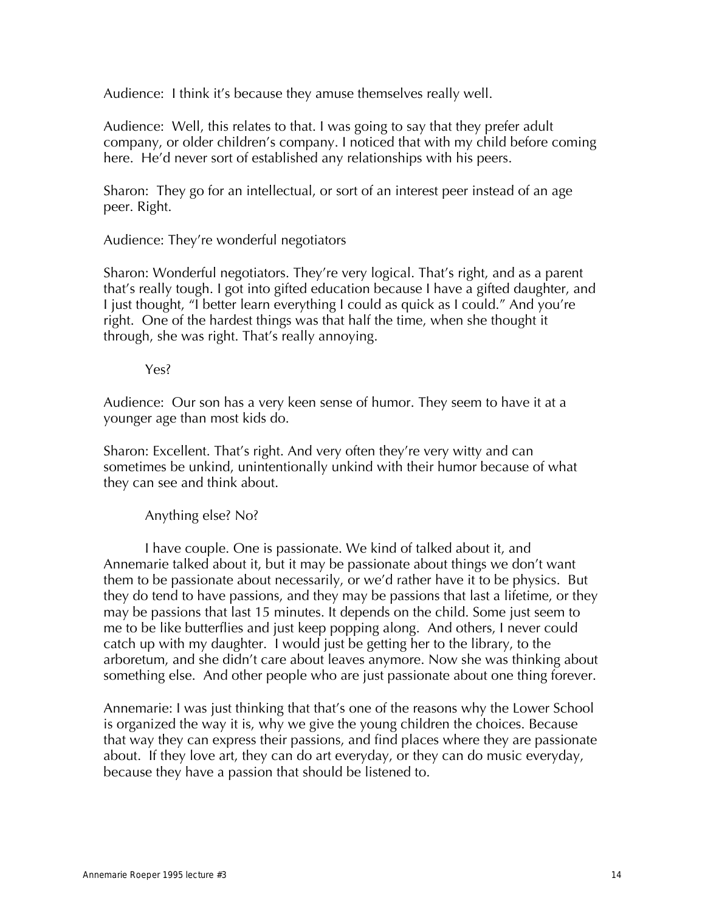Audience: I think it's because they amuse themselves really well.

Audience: Well, this relates to that. I was going to say that they prefer adult company, or older children's company. I noticed that with my child before coming here. He'd never sort of established any relationships with his peers.

Sharon: They go for an intellectual, or sort of an interest peer instead of an age peer. Right.

Audience: They're wonderful negotiators

Sharon: Wonderful negotiators. They're very logical. That's right, and as a parent that's really tough. I got into gifted education because I have a gifted daughter, and I just thought, "I better learn everything I could as quick as I could." And you're right. One of the hardest things was that half the time, when she thought it through, she was right. That's really annoying.

Yes?

Audience: Our son has a very keen sense of humor. They seem to have it at a younger age than most kids do.

Sharon: Excellent. That's right. And very often they're very witty and can sometimes be unkind, unintentionally unkind with their humor because of what they can see and think about.

Anything else? No?

I have couple. One is passionate. We kind of talked about it, and Annemarie talked about it, but it may be passionate about things we don't want them to be passionate about necessarily, or we'd rather have it to be physics. But they do tend to have passions, and they may be passions that last a lifetime, or they may be passions that last 15 minutes. It depends on the child. Some just seem to me to be like butterflies and just keep popping along. And others, I never could catch up with my daughter. I would just be getting her to the library, to the arboretum, and she didn't care about leaves anymore. Now she was thinking about something else. And other people who are just passionate about one thing forever.

Annemarie: I was just thinking that that's one of the reasons why the Lower School is organized the way it is, why we give the young children the choices. Because that way they can express their passions, and find places where they are passionate about. If they love art, they can do art everyday, or they can do music everyday, because they have a passion that should be listened to.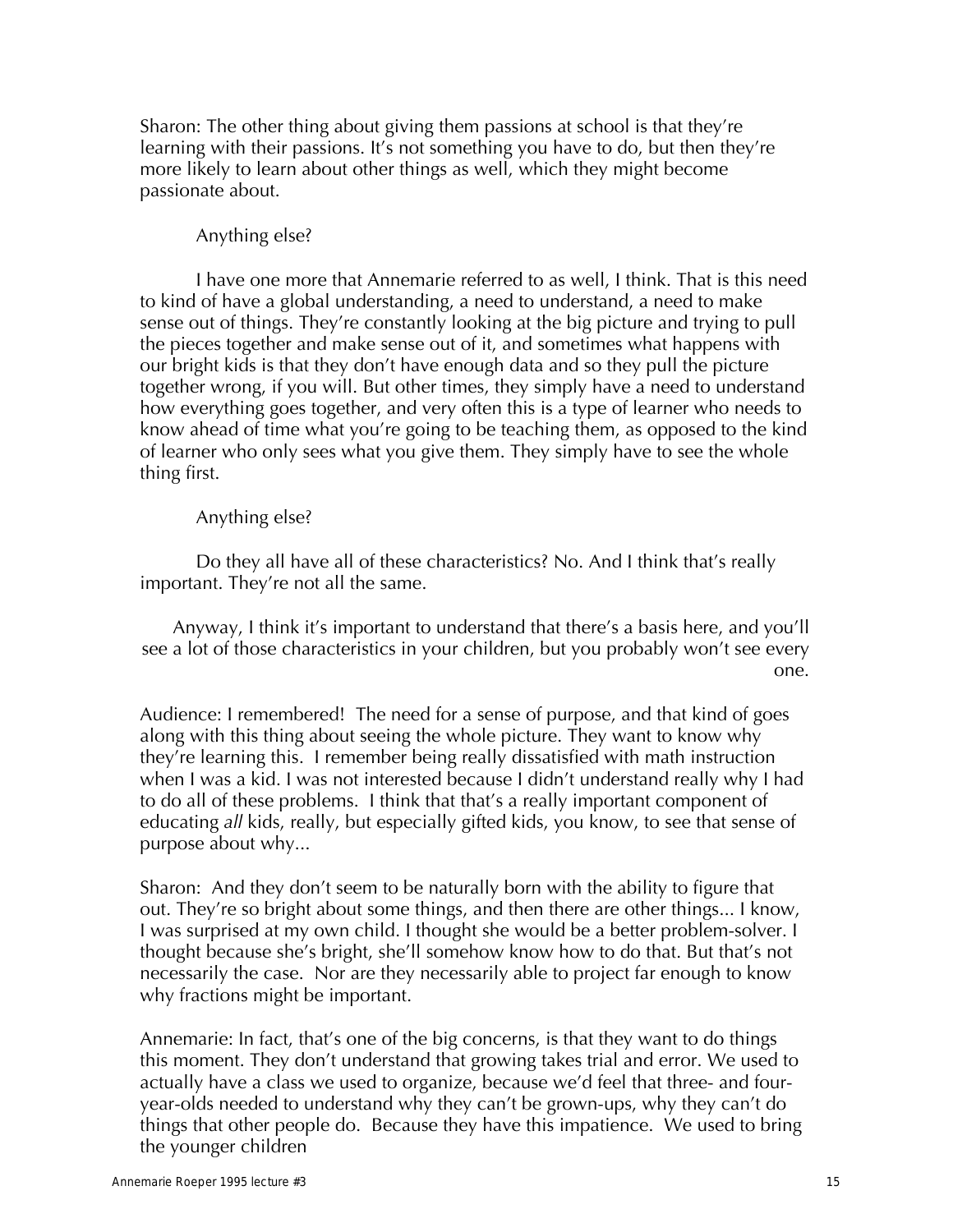Sharon: The other thing about giving them passions at school is that they're learning with their passions. It's not something you have to do, but then they're more likely to learn about other things as well, which they might become passionate about.

Anything else?

I have one more that Annemarie referred to as well, I think. That is this need to kind of have a global understanding, a need to understand, a need to make sense out of things. They're constantly looking at the big picture and trying to pull the pieces together and make sense out of it, and sometimes what happens with our bright kids is that they don't have enough data and so they pull the picture together wrong, if you will. But other times, they simply have a need to understand how everything goes together, and very often this is a type of learner who needs to know ahead of time what you're going to be teaching them, as opposed to the kind of learner who only sees what you give them. They simply have to see the whole thing first.

Anything else?

Do they all have all of these characteristics? No. And I think that's really important. They're not all the same.

Anyway, I think it's important to understand that there's a basis here, and you'll see a lot of those characteristics in your children, but you probably won't see every one.

Audience: I remembered! The need for a sense of purpose, and that kind of goes along with this thing about seeing the whole picture. They want to know why they're learning this. I remember being really dissatisfied with math instruction when I was a kid. I was not interested because I didn't understand really why I had to do all of these problems. I think that that's a really important component of educating *all* kids, really, but especially gifted kids, you know, to see that sense of purpose about why...

Sharon: And they don't seem to be naturally born with the ability to figure that out. They're so bright about some things, and then there are other things... I know, I was surprised at my own child. I thought she would be a better problem-solver. I thought because she's bright, she'll somehow know how to do that. But that's not necessarily the case. Nor are they necessarily able to project far enough to know why fractions might be important.

Annemarie: In fact, that's one of the big concerns, is that they want to do things this moment. They don't understand that growing takes trial and error. We used to actually have a class we used to organize, because we'd feel that three- and four-year-olds needed to understand why they can't be grown-ups, why they can't do things that other people do. Because they have this impatience. We used to bring the younger children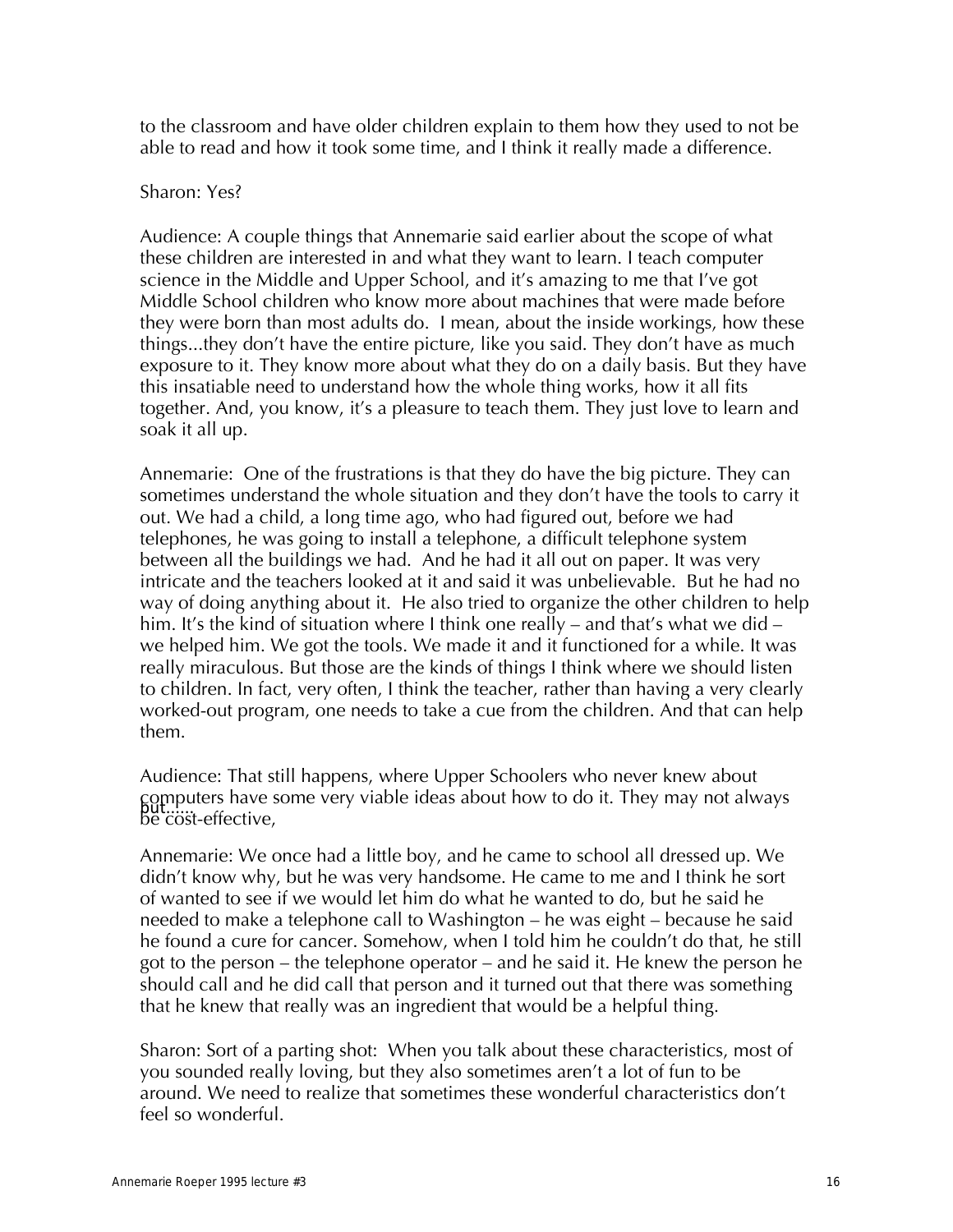to the classroom and have older children explain to them how they used to not be able to read and how it took some time, and I think it really made a difference.

Sharon: Yes?

Audience: A couple things that Annemarie said earlier about the scope of what these children are interested in and what they want to learn. I teach computer science in the Middle and Upper School, and it's amazing to me that I've got Middle School children who know more about machines that were made before they were born than most adults do. I mean, about the inside workings, how these things...they don't have the entire picture, like you said. They don't have as much exposure to it. They know more about what they do on a daily basis. But they have this insatiable need to understand how the whole thing works, how it all fits together. And, you know, it's a pleasure to teach them. They just love to learn and soak it all up.

Annemarie: One of the frustrations is that they do have the big picture. They can sometimes understand the whole situation and they don't have the tools to carry it out. We had a child, a long time ago, who had figured out, before we had telephones, he was going to install a telephone, a difficult telephone system between all the buildings we had. And he had it all out on paper. It was very intricate and the teachers looked at it and said it was unbelievable. But he had no way of doing anything about it. He also tried to organize the other children to help him. It's the kind of situation where I think one really – and that's what we did – we helped him. We got the tools. We made it and it functioned for a while. It was really miraculous. But those are the kinds of things I think where we should listen to children. In fact, very often, I think the teacher, rather than having a very clearly worked-out program, one needs to take a cue from the children. And that can help them.

Audience: That still happens, where Upper Schoolers who never knew about computers have some very viable ideas about how to do it. They may not always be cost-effective, but......

Annemarie: We once had a little boy, and he came to school all dressed up. We didn't know why, but he was very handsome. He came to me and I think he sort of wanted to see if we would let him do what he wanted to do, but he said he needed to make a telephone call to Washington – he was eight – because he said he found a cure for cancer. Somehow, when I told him he couldn't do that, he still got to the person – the telephone operator – and he said it. He knew the person he should call and he did call that person and it turned out that there was something that he knew that really was an ingredient that would be a helpful thing.

Sharon: Sort of a parting shot: When you talk about these characteristics, most of you sounded really loving, but they also sometimes aren't a lot of fun to be around. We need to realize that sometimes these wonderful characteristics don't feel so wonderful.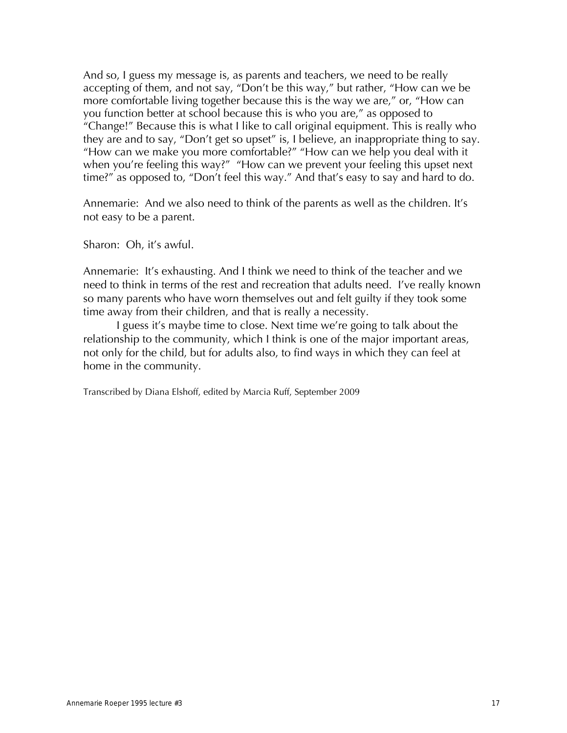And so, I guess my message is, as parents and teachers, we need to be really accepting of them, and not say, "Don't be this way," but rather, "How can we be more comfortable living together because this is the way we are," or, "How can you function better at school because this is who you are," as opposed to "Change!" Because this is what I like to call original equipment. This is really who they are and to say, "Don't get so upset" is, I believe, an inappropriate thing to say. "How can we make you more comfortable?" "How can we help you deal with it when you're feeling this way?" "How can we prevent your feeling this upset next time?" as opposed to, "Don't feel this way." And that's easy to say and hard to do.

Annemarie: And we also need to think of the parents as well as the children. It's not easy to be a parent.

Sharon: Oh, it's awful.

Annemarie: It's exhausting. And I think we need to think of the teacher and we need to think in terms of the rest and recreation that adults need. I've really known so many parents who have worn themselves out and felt guilty if they took some time away from their children, and that is really a necessity.

I guess it's maybe time to close. Next time we're going to talk about the relationship to the community, which I think is one of the major important areas, not only for the child, but for adults also, to find ways in which they can feel at home in the community.

Transcribed by Diana Elshoff, edited by Marcia Ruff, September 2009